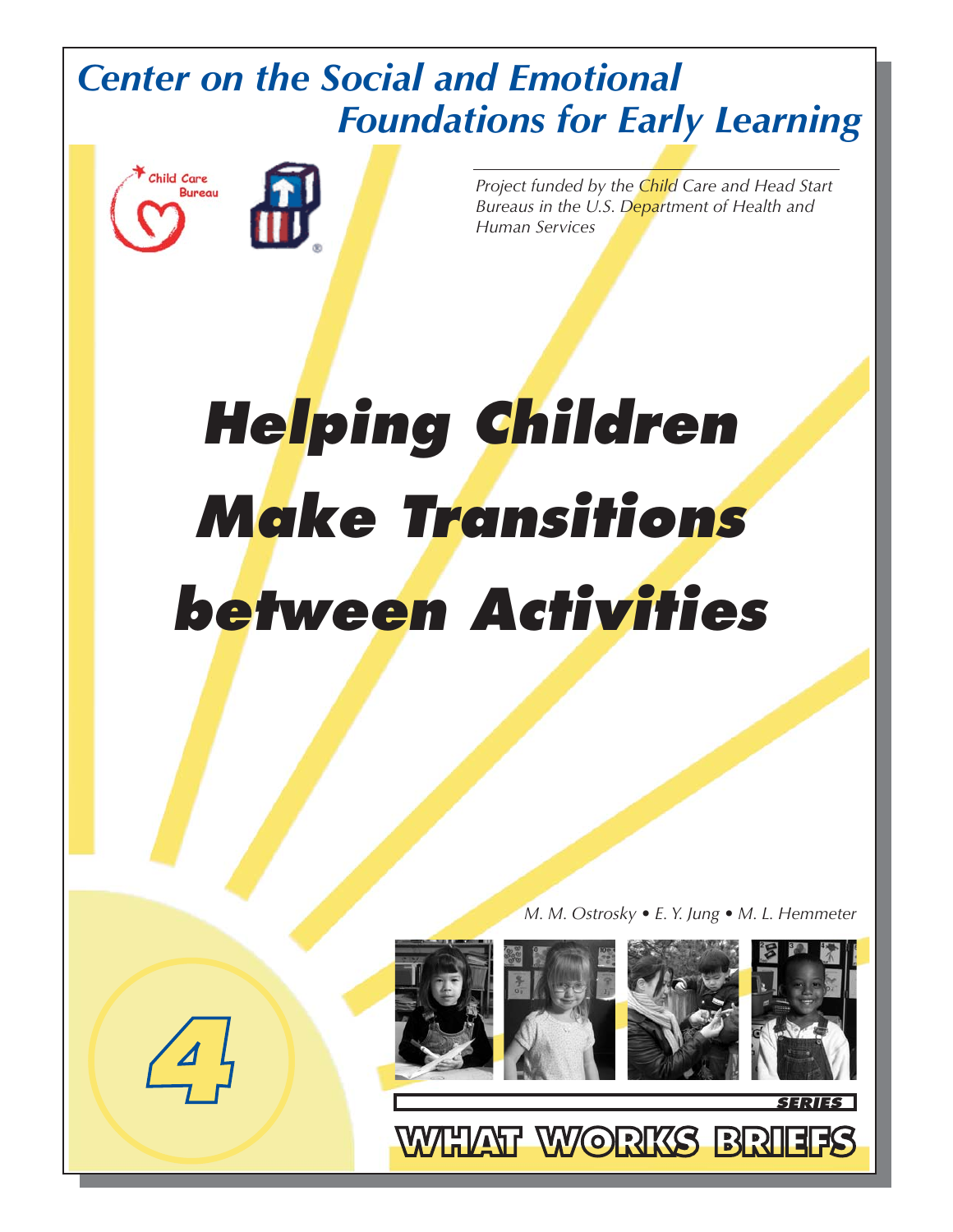# Center on the Social and Emotional Foundations for Early Learning

*Project funded by the Child Care and Head Start Bureaus in the U.S. Department of Health and Human Services*

# Helping Children Make Transitions between Activities

*M. M. Ostrosky • E. Y. Jung • M. L. Hemmeter*

4

WHAT WORKS BRIEFS SERIES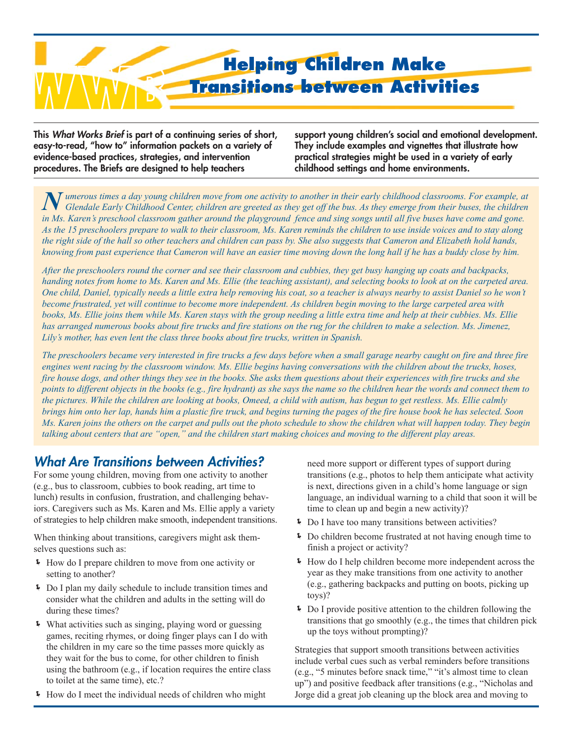# Helping Children Make Transitions between Activities

**This *What Works Brief* is part of a continuing series of short, easy-to-read, "how to" information packets on a variety of evidence-based practices, strategies, and intervention procedures. The Briefs are designed to help teachers support young children's social and emotional development. They include examples and vignettes that illustrate how practical strategies might be used in a variety of early childhood settings and home environments.**

*Numerous times a day young children move from one activity to another in their early childhood classrooms. For example, at Glendale Early Childhood Center, children are greeted as they get off the bus. As they emerge from their buses, the children in Ms. Karen's preschool classroom gather around the playground fence and sing songs until all five buses have come and gone. As the 15 preschoolers prepare to walk to their classroom, Ms. Karen reminds the children to use inside voices and to stay along the right side of the hall so other teachers and children can pass by. She also suggests that Cameron and Elizabeth hold hands, knowing from past experience that Cameron will have an easier time moving down the long hall if he has a buddy close by him.*

*After the preschoolers round the corner and see their classroom and cubbies, they get busy hanging up coats and backpacks, handing notes from home to Ms. Karen and Ms. Ellie (the teaching assistant), and selecting books to look at on the carpeted area. One child, Daniel, typically needs a little extra help removing his coat, so a teacher is always nearby to assist Daniel so he won't become frustrated, yet will continue to become more independent. As children begin moving to the large carpeted area with books, Ms. Ellie joins them while Ms. Karen stays with the group needing a little extra time and help at their cubbies. Ms. Ellie has arranged numerous books about fire trucks and fire stations on the rug for the children to make a selection. Ms. Jimenez, Lily's mother, has even lent the class three books about fire trucks, written in Spanish.*

*The preschoolers became very interested in fire trucks a few days before when a small garage nearby caught on fire and three fire engines went racing by the classroom window. Ms. Ellie begins having conversations with the children about the trucks, hoses, fire house dogs, and other things they see in the books. She asks them questions about their experiences with fire trucks and she points to different objects in the books (e.g., fire hydrant) as she says the name so the children hear the words and connect them to the pictures. While the children are looking at books, Omeed, a child with autism, has begun to get restless. Ms. Ellie calmly brings him onto her lap, hands him a plastic fire truck, and begins turning the pages of the fire house book he has selected. Soon Ms. Karen joins the others on the carpet and pulls out the photo schedule to show the children what will happen today. They begin talking about centers that are "open," and the children start making choices and moving to the different play areas.*

## *What Are Transitions between Activities?*

For some young children, moving from one activity to another (e.g., bus to classroom, cubbies to book reading, art time to lunch) results in confusion, frustration, and challenging behaviors. Caregivers such as Ms. Karen and Ms. Ellie apply a variety of strategies to help children make smooth, independent transitions.

When thinking about transitions, caregivers might ask themselves questions such as:

- How do I prepare children to move from one activity or setting to another?
- Do I plan my daily schedule to include transition times and consider what the children and adults in the setting will do during these times?
- What activities such as singing, playing word or guessing games, reciting rhymes, or doing finger plays can I do with the children in my care so the time passes more quickly as they wait for the bus to come, for other children to finish using the bathroom (e.g., if location requires the entire class to toilet at the same time), etc.?
- How do I meet the individual needs of children who might need more support or different types of support during transitions (e.g., photos to help them anticipate what activity is next, directions given in a child's home language or sign language, an individual warning to a child that soon it will be time to clean up and begin a new activity)?
- Do I have too many transitions between activities?
- Do children become frustrated at not having enough time to finish a project or activity?
- How do I help children become more independent across the year as they make transitions from one activity to another (e.g., gathering backpacks and putting on boots, picking up toys)?
- Do I provide positive attention to the children following the transitions that go smoothly (e.g., the times that children pick up the toys without prompting)?

Strategies that support smooth transitions between activities include verbal cues such as verbal reminders before transitions (e.g., "5 minutes before snack time," "it's almost time to clean up") and positive feedback after transitions (e.g., "Nicholas and Jorge did a great job cleaning up the block area and moving to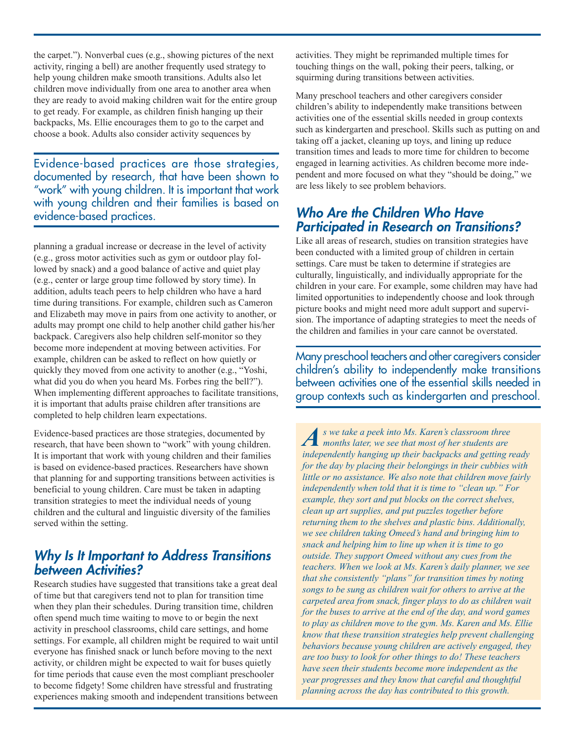the carpet."). Nonverbal cues (e.g., showing pictures of the next activity, ringing a bell) are another frequently used strategy to help young children make smooth transitions. Adults also let children move individually from one area to another area when they are ready to avoid making children wait for the entire group to get ready. For example, as children finish hanging up their backpacks, Ms. Ellie encourages them to go to the carpet and choose a book. Adults also consider activity sequences by planning a gradual increase or decrease in the level of activity (e.g., gross motor activities such as gym or outdoor play followed by snack) and a good balance of active and quiet play (e.g., center or large group time followed by story time). In addition, adults teach peers to help children who have a hard time during transitions. For example, children such as Cameron and Elizabeth may move in pairs from one activity to another, or adults may prompt one child to help another child gather his/her backpack. Caregivers also help children self-monitor so they become more independent at moving between activities. For example, children can be asked to reflect on how quietly or quickly they moved from one activity to another (e.g., "Yoshi, what did you do when you heard Ms. Forbes ring the bell?"). When implementing different approaches to facilitate transitions, it is important that adults praise children after transitions are completed to help children learn expectations.

> Evidence-based practices are those strategies, documented by research, that have been shown to "work" with young children. It is important that work with young children and their families is based on evidence-based practices.

Evidence-based practices are those strategies, documented by research, that have been shown to "work" with young children. It is important that work with young children and their families is based on evidence-based practices. Researchers have shown that planning for and supporting transitions between activities is beneficial to young children. Care must be taken in adapting transition strategies to meet the individual needs of young children and the cultural and linguistic diversity of the families served within the setting.

## Why Is It Important to Address Transitions between Activities?

Research studies have suggested that transitions take a great deal of time but that caregivers tend not to plan for transition time when they plan their schedules. During transition time, children often spend much time waiting to move to or begin the next activity in preschool classrooms, child care settings, and home settings. For example, all children might be required to wait until everyone has finished snack or lunch before moving to the next activity, or children might be expected to wait for buses quietly for time periods that cause even the most compliant preschooler to become fidgety! Some children have stressful and frustrating experiences making smooth and independent transitions between activities. They might be reprimanded multiple times for touching things on the wall, poking their peers, talking, or squirming during transitions between activities.

Many preschool teachers and other caregivers consider children's ability to independently make transitions between activities one of the essential skills needed in group contexts such as kindergarten and preschool. Skills such as putting on and taking off a jacket, cleaning up toys, and lining up reduce transition times and leads to more time for children to become engaged in learning activities. As children become more independent and more focused on what they "should be doing," we are less likely to see problem behaviors.

## Who Are the Children Who Have Participated in Research on Transitions?

Like all areas of research, studies on transition strategies have been conducted with a limited group of children in certain settings. Care must be taken to determine if strategies are culturally, linguistically, and individually appropriate for the children in your care. For example, some children may have had limited opportunities to independently choose and look through picture books and might need more adult support and supervision. The importance of adapting strategies to meet the needs of the children and families in your care cannot be overstated.

> Many preschool teachers and other caregivers consider children's ability to independently make transitions between activities one of the essential skills needed in group contexts such as kindergarten and preschool.

*As we take a peek into Ms. Karen's classroom three months later, we see that most of her students are independently hanging up their backpacks and getting ready for the day by placing their belongings in their cubbies with little or no assistance. We also note that children move fairly independently when told that it is time to "clean up." For example, they sort and put blocks on the correct shelves, clean up art supplies, and put puzzles together before returning them to the shelves and plastic bins. Additionally, we see children taking Omeed's hand and bringing him to snack and helping him to line up when it is time to go outside. They support Omeed without any cues from the teachers. When we look at Ms. Karen's daily planner, we see that she consistently "plans" for transition times by noting songs to be sung as children wait for others to arrive at the carpeted area from snack, finger plays to do as children wait for the buses to arrive at the end of the day, and word games to play as children move to the gym. Ms. Karen and Ms. Ellie know that these transition strategies help prevent challenging behaviors because young children are actively engaged, they are too busy to look for other things to do! These teachers have seen their students become more independent as the year progresses and they know that careful and thoughtful planning across the day has contributed to this growth.*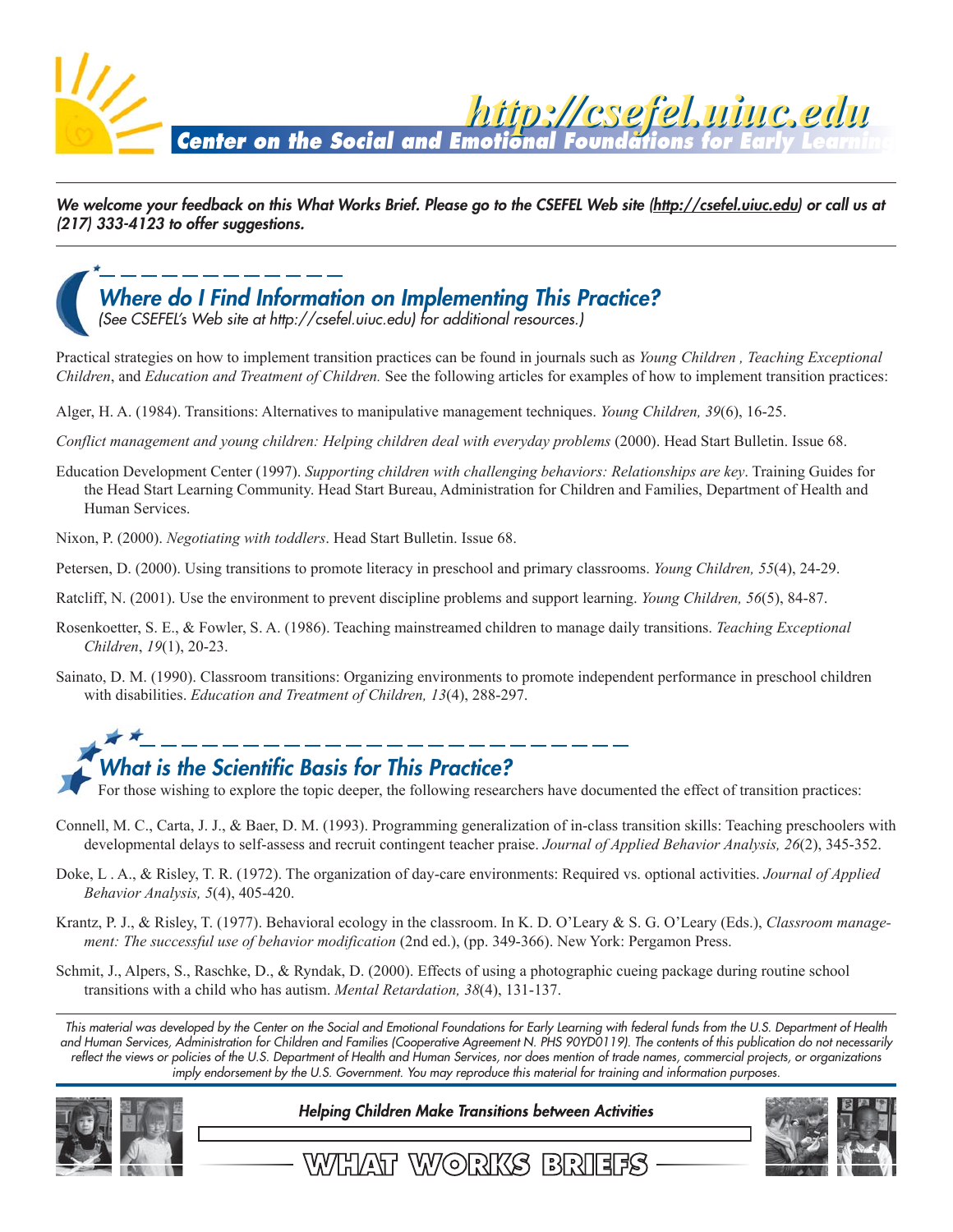*We welcome your feedback on this What Works Brief. Please go to the CSEFEL Web site (http://csefel.uiuc.edu) or call us at (217) 333-4123 to offer suggestions.*

## Where do I Find Information on Implementing This Practice?

*(See CSEFEL's Web site at http://csefel.uiuc.edu) for additional resources.)*

Practical strategies on how to implement transition practices can be found in journals such as *Young Children , Teaching Exceptional Children*, and *Education and Treatment of Children.* See the following articles for examples of how to implement transition practices:

Alger, H. A. (1984). Transitions: Alternatives to manipulative management techniques. *Young Children, 39*(6), 16-25.

*Conflict management and young children: Helping children deal with everyday problems* (2000). Head Start Bulletin. Issue 68.

Education Development Center (1997). *Supporting children with challenging behaviors: Relationships are key*. Training Guides for the Head Start Learning Community. Head Start Bureau, Administration for Children and Families, Department of Health and Human Services.

Nixon, P. (2000). *Negotiating with toddlers*. Head Start Bulletin. Issue 68.

Petersen, D. (2000). Using transitions to promote literacy in preschool and primary classrooms. *Young Children, 55*(4), 24-29.

Ratcliff, N. (2001). Use the environment to prevent discipline problems and support learning. *Young Children, 56*(5), 84-87.

Rosenkoetter, S. E., & Fowler, S. A. (1986). Teaching mainstreamed children to manage daily transitions. *Teaching Exceptional Children*, *19*(1), 20-23.

Sainato, D. M. (1990). Classroom transitions: Organizing environments to promote independent performance in preschool children with disabilities. *Education and Treatment of Children, 13*(4), 288-297.

## What is the Scientific Basis for This Practice?

For those wishing to explore the topic deeper, the following researchers have documented the effect of transition practices:

Connell, M. C., Carta, J. J., & Baer, D. M. (1993). Programming generalization of in-class transition skills: Teaching preschoolers with developmental delays to self-assess and recruit contingent teacher praise. *Journal of Applied Behavior Analysis, 26*(2), 345-352.

Doke, L . A., & Risley, T. R. (1972). The organization of day-care environments: Required vs. optional activities. *Journal of Applied Behavior Analysis, 5*(4), 405-420.

Krantz, P. J., & Risley, T. (1977). Behavioral ecology in the classroom. In K. D. O'Leary & S. G. O'Leary (Eds.), *Classroom management: The successful use of behavior modification* (2nd ed.), (pp. 349-366). New York: Pergamon Press.

Schmit, J., Alpers, S., Raschke, D., & Ryndak, D. (2000). Effects of using a photographic cueing package during routine school transitions with a child who has autism. *Mental Retardation, 38*(4), 131-137.

*This material was developed by the Center on the Social and Emotional Foundations for Early Learning with federal funds from the U.S. Department of Health and Human Services, Administration for Children and Families (Cooperative Agreement N. PHS 90YD0119). The contents of this publication do not necessarily reflect the views or policies of the U.S. Department of Health and Human Services, nor does mention of trade names, commercial projects, or organizations imply endorsement by the U.S. Government. You may reproduce this material for training and information purposes.*